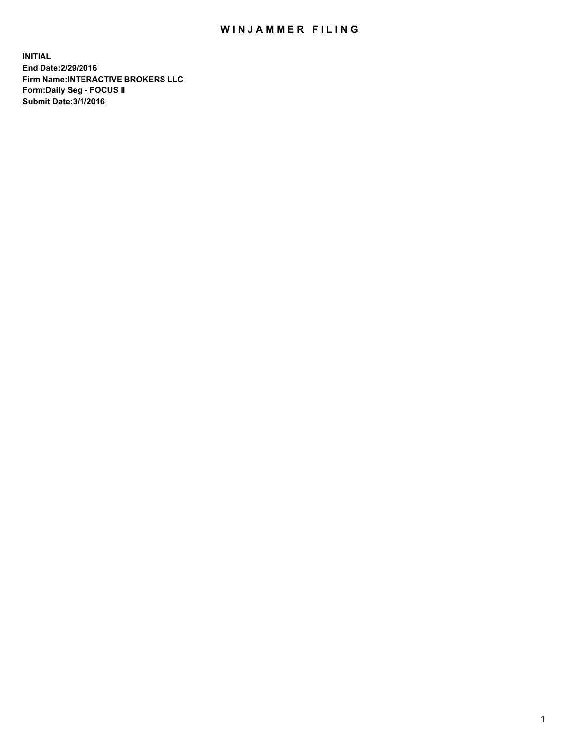# WINJAMMER FILING

**INITIAL**
**End Date:2/29/2016**
**Firm Name:INTERACTIVE BROKERS LLC**
**Form:Daily Seg - FOCUS II**
**Submit Date:3/1/2016**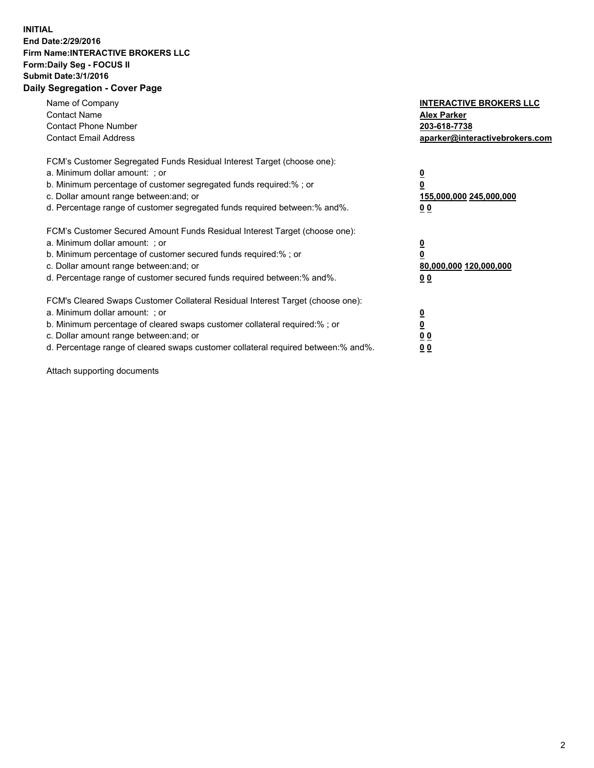**INITIAL**
**End Date:2/29/2016**
**Firm Name:INTERACTIVE BROKERS LLC**
**Form:Daily Seg - FOCUS II**
**Submit Date:3/1/2016**

**Daily Segregation - Cover Page**

| | |
|---|---|
| Name of Company | **INTERACTIVE BROKERS LLC** |
| Contact Name | **Alex Parker** |
| Contact Phone Number | **203-618-7738** |
| Contact Email Address | **aparker@interactivebrokers.com** |

FCM's Customer Segregated Funds Residual Interest Target (choose one):

| | |
|---|---|
| a. Minimum dollar amount: ; or | **0** |
| b. Minimum percentage of customer segregated funds required:% ; or | **0** |
| c. Dollar amount range between:and; or | **155,000,000 245,000,000** |
| d. Percentage range of customer segregated funds required between:% and%. | **0 0** |

FCM's Customer Secured Amount Funds Residual Interest Target (choose one):

| | |
|---|---|
| a. Minimum dollar amount: ; or | **0** |
| b. Minimum percentage of customer secured funds required:% ; or | **0** |
| c. Dollar amount range between:and; or | **80,000,000 120,000,000** |
| d. Percentage range of customer secured funds required between:% and%. | **0 0** |

FCM's Cleared Swaps Customer Collateral Residual Interest Target (choose one):

| | |
|---|---|
| a. Minimum dollar amount: ; or | **0** |
| b. Minimum percentage of cleared swaps customer collateral required:% ; or | **0** |
| c. Dollar amount range between:and; or | **0 0** |
| d. Percentage range of cleared swaps customer collateral required between:% and%. | **0 0** |

Attach supporting documents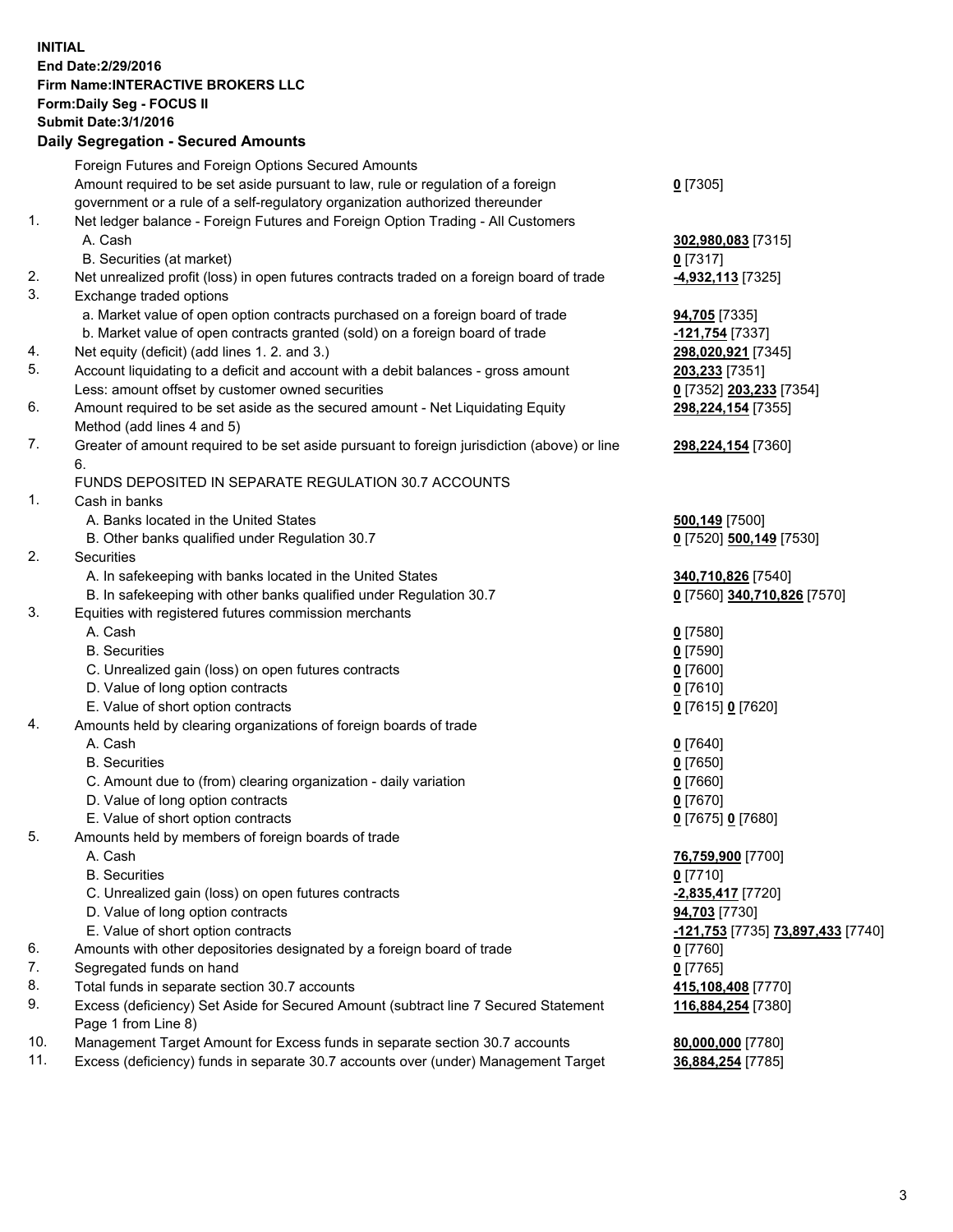**INITIAL**
**End Date:2/29/2016**
**Firm Name:INTERACTIVE BROKERS LLC**
**Form:Daily Seg - FOCUS II**
**Submit Date:3/1/2016**
**Daily Segregation - Secured Amounts**

| | | |
|---|---|---|
| | Foreign Futures and Foreign Options Secured Amounts | |
| | Amount required to be set aside pursuant to law, rule or regulation of a foreign government or a rule of a self-regulatory organization authorized thereunder | **0** [7305] |
| 1. | Net ledger balance - Foreign Futures and Foreign Option Trading - All Customers | |
| | A. Cash | **302,980,083** [7315] |
| | B. Securities (at market) | **0** [7317] |
| 2. | Net unrealized profit (loss) in open futures contracts traded on a foreign board of trade | **-4,932,113** [7325] |
| 3. | Exchange traded options | |
| | a. Market value of open option contracts purchased on a foreign board of trade | **94,705** [7335] |
| | b. Market value of open contracts granted (sold) on a foreign board of trade | **-121,754** [7337] |
| 4. | Net equity (deficit) (add lines 1. 2. and 3.) | **298,020,921** [7345] |
| 5. | Account liquidating to a deficit and account with a debit balances - gross amount | **203,233** [7351] |
| | Less: amount offset by customer owned securities | **0** [7352] **203,233** [7354] |
| 6. | Amount required to be set aside as the secured amount - Net Liquidating Equity Method (add lines 4 and 5) | **298,224,154** [7355] |
| 7. | Greater of amount required to be set aside pursuant to foreign jurisdiction (above) or line 6. | **298,224,154** [7360] |
| | FUNDS DEPOSITED IN SEPARATE REGULATION 30.7 ACCOUNTS | |
| 1. | Cash in banks | |
| | A. Banks located in the United States | **500,149** [7500] |
| | B. Other banks qualified under Regulation 30.7 | **0** [7520] **500,149** [7530] |
| 2. | Securities | |
| | A. In safekeeping with banks located in the United States | **340,710,826** [7540] |
| | B. In safekeeping with other banks qualified under Regulation 30.7 | **0** [7560] **340,710,826** [7570] |
| 3. | Equities with registered futures commission merchants | |
| | A. Cash | **0** [7580] |
| | B. Securities | **0** [7590] |
| | C. Unrealized gain (loss) on open futures contracts | **0** [7600] |
| | D. Value of long option contracts | **0** [7610] |
| | E. Value of short option contracts | **0** [7615] **0** [7620] |
| 4. | Amounts held by clearing organizations of foreign boards of trade | |
| | A. Cash | **0** [7640] |
| | B. Securities | **0** [7650] |
| | C. Amount due to (from) clearing organization - daily variation | **0** [7660] |
| | D. Value of long option contracts | **0** [7670] |
| | E. Value of short option contracts | **0** [7675] **0** [7680] |
| 5. | Amounts held by members of foreign boards of trade | |
| | A. Cash | **76,759,900** [7700] |
| | B. Securities | **0** [7710] |
| | C. Unrealized gain (loss) on open futures contracts | **-2,835,417** [7720] |
| | D. Value of long option contracts | **94,703** [7730] |
| | E. Value of short option contracts | **-121,753** [7735] **73,897,433** [7740] |
| 6. | Amounts with other depositories designated by a foreign board of trade | **0** [7760] |
| 7. | Segregated funds on hand | **0** [7765] |
| 8. | Total funds in separate section 30.7 accounts | **415,108,408** [7770] |
| 9. | Excess (deficiency) Set Aside for Secured Amount (subtract line 7 Secured Statement Page 1 from Line 8) | **116,884,254** [7380] |
| 10. | Management Target Amount for Excess funds in separate section 30.7 accounts | **80,000,000** [7780] |
| 11. | Excess (deficiency) funds in separate 30.7 accounts over (under) Management Target | **36,884,254** [7785] |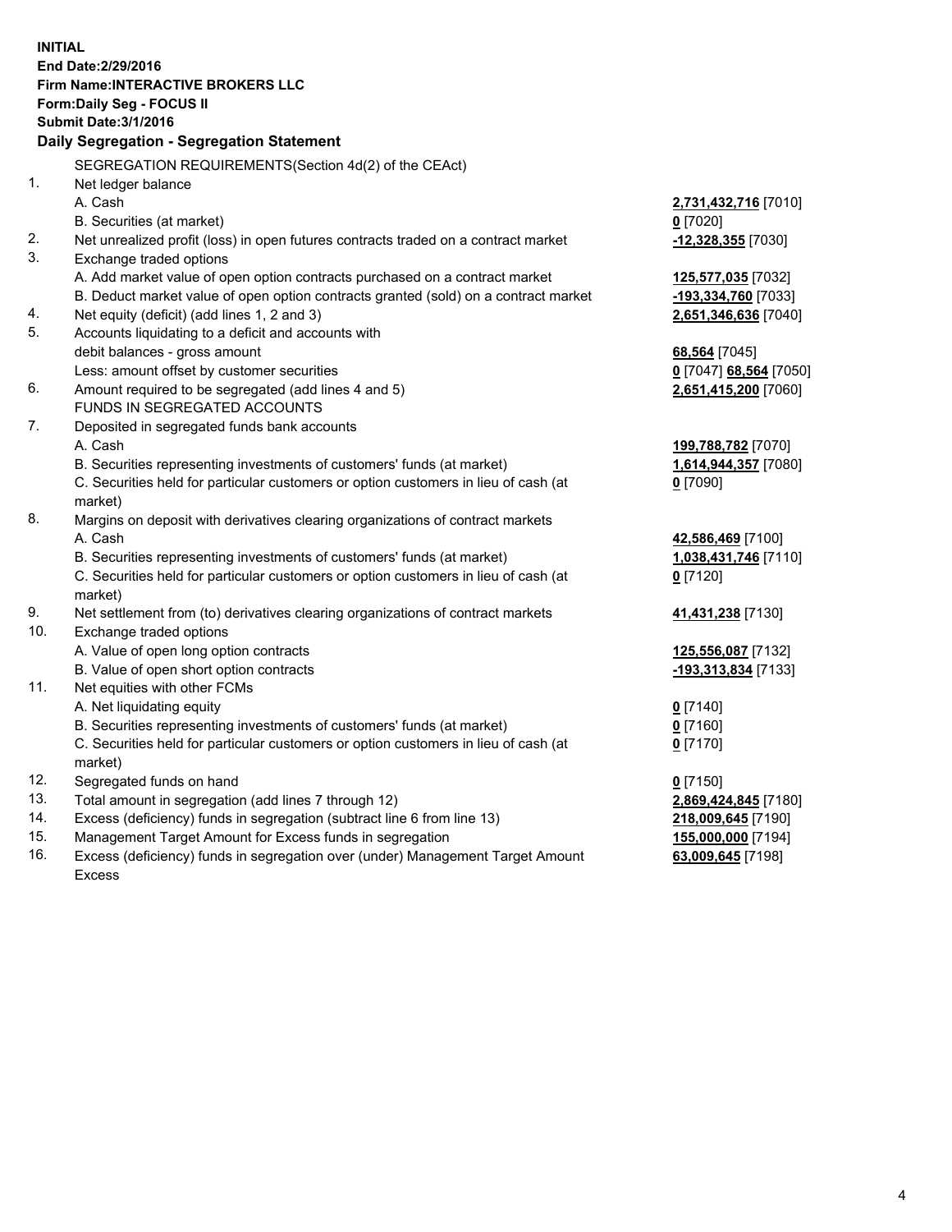**INITIAL**
**End Date:2/29/2016**
**Firm Name:INTERACTIVE BROKERS LLC**
**Form:Daily Seg - FOCUS II**
**Submit Date:3/1/2016**

## Daily Segregation - Segregation Statement

SEGREGATION REQUIREMENTS(Section 4d(2) of the CEAct)

| | | |
|---|---|---|
| 1. | Net ledger balance | |
| | A. Cash | **2,731,432,716** [7010] |
| | B. Securities (at market) | **0** [7020] |
| 2. | Net unrealized profit (loss) in open futures contracts traded on a contract market | **-12,328,355** [7030] |
| 3. | Exchange traded options | |
| | A. Add market value of open option contracts purchased on a contract market | **125,577,035** [7032] |
| | B. Deduct market value of open option contracts granted (sold) on a contract market | **-193,334,760** [7033] |
| 4. | Net equity (deficit) (add lines 1, 2 and 3) | **2,651,346,636** [7040] |
| 5. | Accounts liquidating to a deficit and accounts with debit balances - gross amount | **68,564** [7045] |
| | Less: amount offset by customer securities | **0** [7047] **68,564** [7050] |
| 6. | Amount required to be segregated (add lines 4 and 5) | **2,651,415,200** [7060] |
| | FUNDS IN SEGREGATED ACCOUNTS | |
| 7. | Deposited in segregated funds bank accounts | |
| | A. Cash | **199,788,782** [7070] |
| | B. Securities representing investments of customers' funds (at market) | **1,614,944,357** [7080] |
| | C. Securities held for particular customers or option customers in lieu of cash (at market) | **0** [7090] |
| 8. | Margins on deposit with derivatives clearing organizations of contract markets | |
| | A. Cash | **42,586,469** [7100] |
| | B. Securities representing investments of customers' funds (at market) | **1,038,431,746** [7110] |
| | C. Securities held for particular customers or option customers in lieu of cash (at market) | **0** [7120] |
| 9. | Net settlement from (to) derivatives clearing organizations of contract markets | **41,431,238** [7130] |
| 10. | Exchange traded options | |
| | A. Value of open long option contracts | **125,556,087** [7132] |
| | B. Value of open short option contracts | **-193,313,834** [7133] |
| 11. | Net equities with other FCMs | |
| | A. Net liquidating equity | **0** [7140] |
| | B. Securities representing investments of customers' funds (at market) | **0** [7160] |
| | C. Securities held for particular customers or option customers in lieu of cash (at market) | **0** [7170] |
| 12. | Segregated funds on hand | **0** [7150] |
| 13. | Total amount in segregation (add lines 7 through 12) | **2,869,424,845** [7180] |
| 14. | Excess (deficiency) funds in segregation (subtract line 6 from line 13) | **218,009,645** [7190] |
| 15. | Management Target Amount for Excess funds in segregation | **155,000,000** [7194] |
| 16. | Excess (deficiency) funds in segregation over (under) Management Target Amount Excess | **63,009,645** [7198] |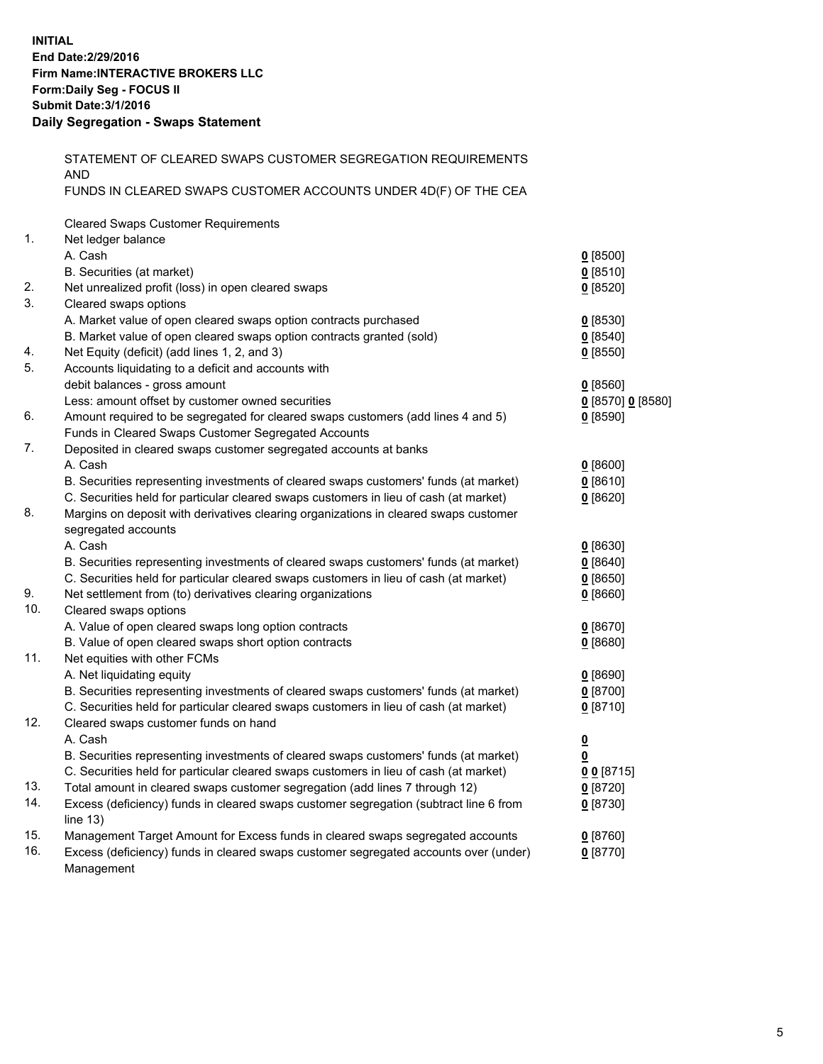**INITIAL**
**End Date:2/29/2016**
**Firm Name:INTERACTIVE BROKERS LLC**
**Form:Daily Seg - FOCUS II**
**Submit Date:3/1/2016**
**Daily Segregation - Swaps Statement**

STATEMENT OF CLEARED SWAPS CUSTOMER SEGREGATION REQUIREMENTS AND FUNDS IN CLEARED SWAPS CUSTOMER ACCOUNTS UNDER 4D(F) OF THE CEA

| | | |
|---|---|---|
| | Cleared Swaps Customer Requirements | |
| 1. | Net ledger balance | |
| | A. Cash | 0 [8500] |
| | B. Securities (at market) | 0 [8510] |
| 2. | Net unrealized profit (loss) in open cleared swaps | 0 [8520] |
| 3. | Cleared swaps options | |
| | A. Market value of open cleared swaps option contracts purchased | 0 [8530] |
| | B. Market value of open cleared swaps option contracts granted (sold) | 0 [8540] |
| 4. | Net Equity (deficit) (add lines 1, 2, and 3) | 0 [8550] |
| 5. | Accounts liquidating to a deficit and accounts with debit balances - gross amount | 0 [8560] |
| | Less: amount offset by customer owned securities | 0 [8570] 0 [8580] |
| 6. | Amount required to be segregated for cleared swaps customers (add lines 4 and 5) | 0 [8590] |
| | Funds in Cleared Swaps Customer Segregated Accounts | |
| 7. | Deposited in cleared swaps customer segregated accounts at banks | |
| | A. Cash | 0 [8600] |
| | B. Securities representing investments of cleared swaps customers' funds (at market) | 0 [8610] |
| | C. Securities held for particular cleared swaps customers in lieu of cash (at market) | 0 [8620] |
| 8. | Margins on deposit with derivatives clearing organizations in cleared swaps customer segregated accounts | |
| | A. Cash | 0 [8630] |
| | B. Securities representing investments of cleared swaps customers' funds (at market) | 0 [8640] |
| | C. Securities held for particular cleared swaps customers in lieu of cash (at market) | 0 [8650] |
| 9. | Net settlement from (to) derivatives clearing organizations | 0 [8660] |
| 10. | Cleared swaps options | |
| | A. Value of open cleared swaps long option contracts | 0 [8670] |
| | B. Value of open cleared swaps short option contracts | 0 [8680] |
| 11. | Net equities with other FCMs | |
| | A. Net liquidating equity | 0 [8690] |
| | B. Securities representing investments of cleared swaps customers' funds (at market) | 0 [8700] |
| | C. Securities held for particular cleared swaps customers in lieu of cash (at market) | 0 [8710] |
| 12. | Cleared swaps customer funds on hand | |
| | A. Cash | 0 |
| | B. Securities representing investments of cleared swaps customers' funds (at market) | 0 |
| | C. Securities held for particular cleared swaps customers in lieu of cash (at market) | 0 0 [8715] |
| 13. | Total amount in cleared swaps customer segregation (add lines 7 through 12) | 0 [8720] |
| 14. | Excess (deficiency) funds in cleared swaps customer segregation (subtract line 6 from line 13) | 0 [8730] |
| 15. | Management Target Amount for Excess funds in cleared swaps segregated accounts | 0 [8760] |
| 16. | Excess (deficiency) funds in cleared swaps customer segregated accounts over (under) Management | 0 [8770] |